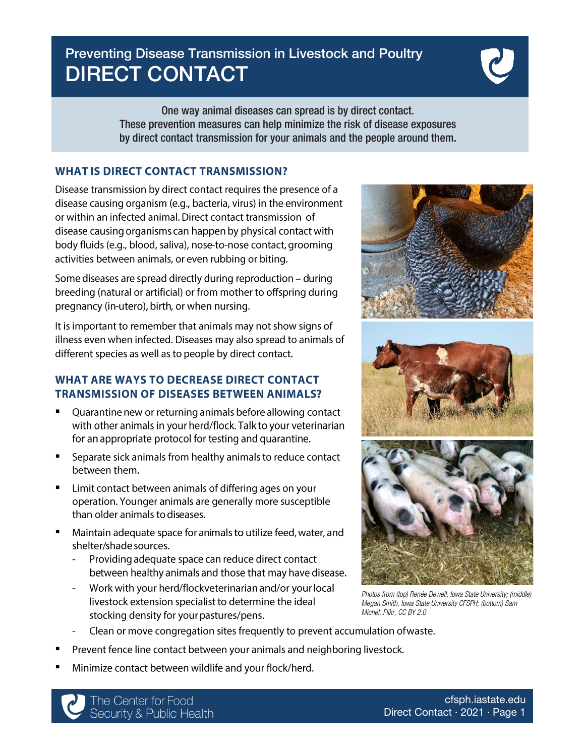# Preventing Disease Transmission in Livestock and Poultry
# DIRECT CONTACT

One way animal diseases can spread is by direct contact. These prevention measures can help minimize the risk of disease exposures by direct contact transmission for your animals and the people around them.

## WHAT IS DIRECT CONTACT TRANSMISSION?

Disease transmission by direct contact requires the presence of a disease causing organism (e.g., bacteria, virus) in the environment or within an infected animal. Direct contact transmission of disease causing organisms can happen by physical contact with body fluids (e.g., blood, saliva), nose-to-nose contact, grooming activities between animals, or even rubbing or biting.

Some diseases are spread directly during reproduction – during breeding (natural or artificial) or from mother to offspring during pregnancy (in-utero), birth, or when nursing.

It is important to remember that animals may not show signs of illness even when infected. Diseases may also spread to animals of different species as well as to people by direct contact.

## WHAT ARE WAYS TO DECREASE DIRECT CONTACT TRANSMISSION OF DISEASES BETWEEN ANIMALS?

- Quarantine new or returning animals before allowing contact with other animals in your herd/flock. Talk to your veterinarian for an appropriate protocol for testing and quarantine.
- Separate sick animals from healthy animals to reduce contact between them.
- Limit contact between animals of differing ages on your operation. Younger animals are generally more susceptible than older animals to diseases.
- Maintain adequate space for animals to utilize feed, water, and shelter/shade sources.
  - Providing adequate space can reduce direct contact between healthy animals and those that may have disease.
  - Work with your herd/flock veterinarian and/or your local livestock extension specialist to determine the ideal stocking density for your pastures/pens.
  - Clean or move congregation sites frequently to prevent accumulation of waste.
- Prevent fence line contact between your animals and neighboring livestock.
- Minimize contact between wildlife and your flock/herd.

*Photos from (top) Renée Dewell, Iowa State University; (middle) Megan Smith, Iowa State University CFSPH; (bottom) Sam Michel, Flikr, CC BY 2.0*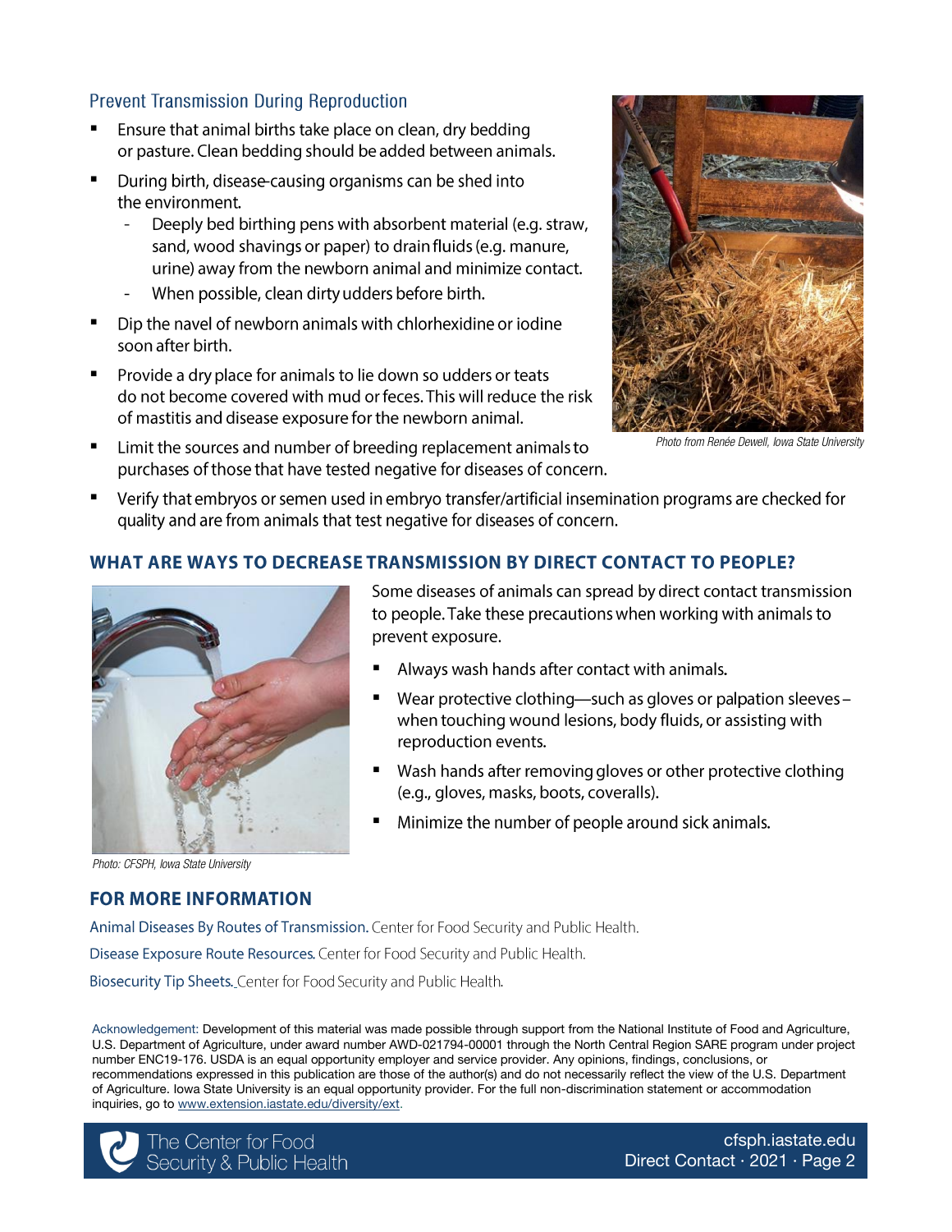## Prevent Transmission During Reproduction

- Ensure that animal births take place on clean, dry bedding or pasture. Clean bedding should be added between animals.
- During birth, disease-causing organisms can be shed into the environment.
  - Deeply bed birthing pens with absorbent material (e.g. straw, sand, wood shavings or paper) to drain fluids (e.g. manure, urine) away from the newborn animal and minimize contact.
  - When possible, clean dirty udders before birth.
- Dip the navel of newborn animals with chlorhexidine or iodine soon after birth.
- Provide a dry place for animals to lie down so udders or teats do not become covered with mud or feces. This will reduce the risk of mastitis and disease exposure for the newborn animal.
- Limit the sources and number of breeding replacement animals to purchases of those that have tested negative for diseases of concern.
- Verify that embryos or semen used in embryo transfer/artificial insemination programs are checked for quality and are from animals that test negative for diseases of concern.

*Photo from Renée Dewell, Iowa State University*

## WHAT ARE WAYS TO DECREASE TRANSMISSION BY DIRECT CONTACT TO PEOPLE?

Some diseases of animals can spread by direct contact transmission to people. Take these precautions when working with animals to prevent exposure.

- Always wash hands after contact with animals.
- Wear protective clothing—such as gloves or palpation sleeves – when touching wound lesions, body fluids, or assisting with reproduction events.
- Wash hands after removing gloves or other protective clothing (e.g., gloves, masks, boots, coveralls).
- Minimize the number of people around sick animals.

*Photo: CFSPH, Iowa State University*

## FOR MORE INFORMATION

Animal Diseases By Routes of Transmission. Center for Food Security and Public Health.

Disease Exposure Route Resources. Center for Food Security and Public Health.

Biosecurity Tip Sheets. Center for Food Security and Public Health.

Acknowledgement: Development of this material was made possible through support from the National Institute of Food and Agriculture, U.S. Department of Agriculture, under award number AWD-021794-00001 through the North Central Region SARE program under project number ENC19-176. USDA is an equal opportunity employer and service provider. Any opinions, findings, conclusions, or recommendations expressed in this publication are those of the author(s) and do not necessarily reflect the view of the U.S. Department of Agriculture. Iowa State University is an equal opportunity provider. For the full non-discrimination statement or accommodation inquiries, go to www.extension.iastate.edu/diversity/ext.

The Center for Food Security & Public Health

cfsph.iastate.edu